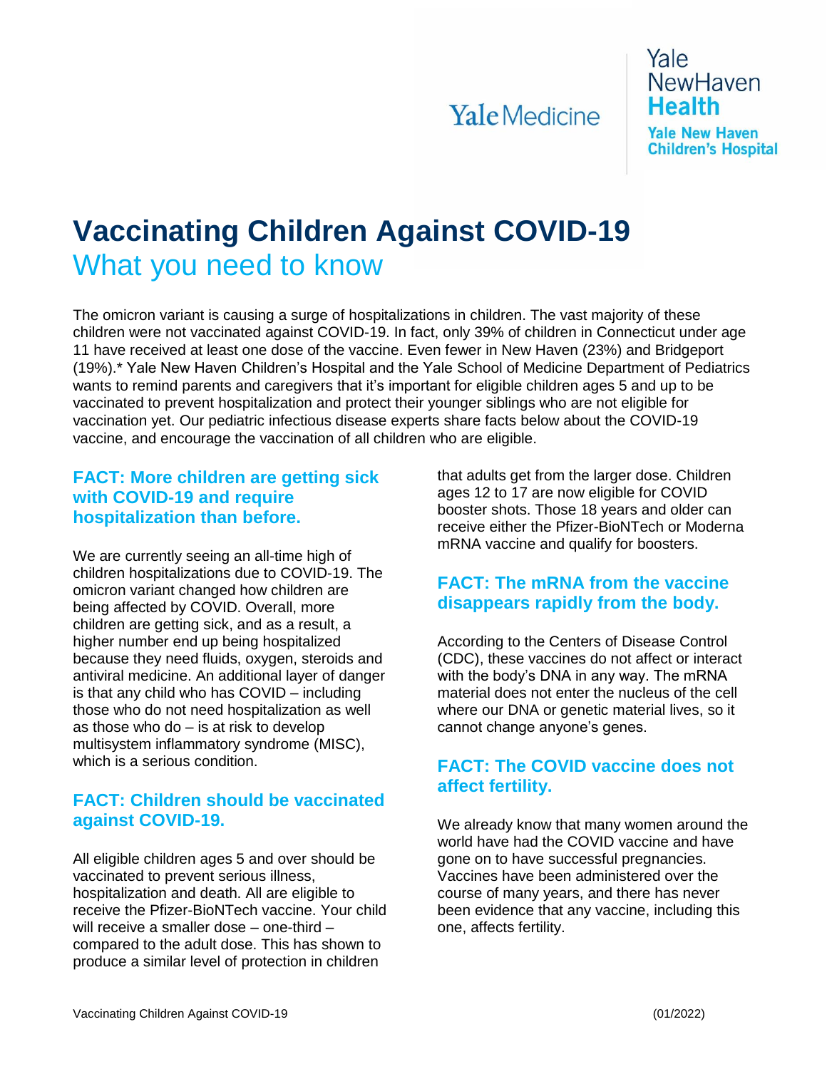# Vaccinating Children Against COVID-19

## What you need to know

The omicron variant is causing a surge of hospitalizations in children. The vast majority of these children were not vaccinated against COVID-19. In fact, only 39% of children in Connecticut under age 11 have received at least one dose of the vaccine. Even fewer in New Haven (23%) and Bridgeport (19%).* Yale New Haven Children's Hospital and the Yale School of Medicine Department of Pediatrics wants to remind parents and caregivers that it's important for eligible children ages 5 and up to be vaccinated to prevent hospitalization and protect their younger siblings who are not eligible for vaccination yet. Our pediatric infectious disease experts share facts below about the COVID-19 vaccine, and encourage the vaccination of all children who are eligible.

### FACT: More children are getting sick with COVID-19 and require hospitalization than before.

We are currently seeing an all-time high of children hospitalizations due to COVID-19. The omicron variant changed how children are being affected by COVID. Overall, more children are getting sick, and as a result, a higher number end up being hospitalized because they need fluids, oxygen, steroids and antiviral medicine. An additional layer of danger is that any child who has COVID – including those who do not need hospitalization as well as those who do – is at risk to develop multisystem inflammatory syndrome (MISC), which is a serious condition.

### FACT: Children should be vaccinated against COVID-19.

All eligible children ages 5 and over should be vaccinated to prevent serious illness, hospitalization and death. All are eligible to receive the Pfizer-BioNTech vaccine. Your child will receive a smaller dose – one-third – compared to the adult dose. This has shown to produce a similar level of protection in children that adults get from the larger dose. Children ages 12 to 17 are now eligible for COVID booster shots. Those 18 years and older can receive either the Pfizer-BioNTech or Moderna mRNA vaccine and qualify for boosters.

### FACT: The mRNA from the vaccine disappears rapidly from the body.

According to the Centers of Disease Control (CDC), these vaccines do not affect or interact with the body's DNA in any way. The mRNA material does not enter the nucleus of the cell where our DNA or genetic material lives, so it cannot change anyone's genes.

### FACT: The COVID vaccine does not affect fertility.

We already know that many women around the world have had the COVID vaccine and have gone on to have successful pregnancies. Vaccines have been administered over the course of many years, and there has never been evidence that any vaccine, including this one, affects fertility.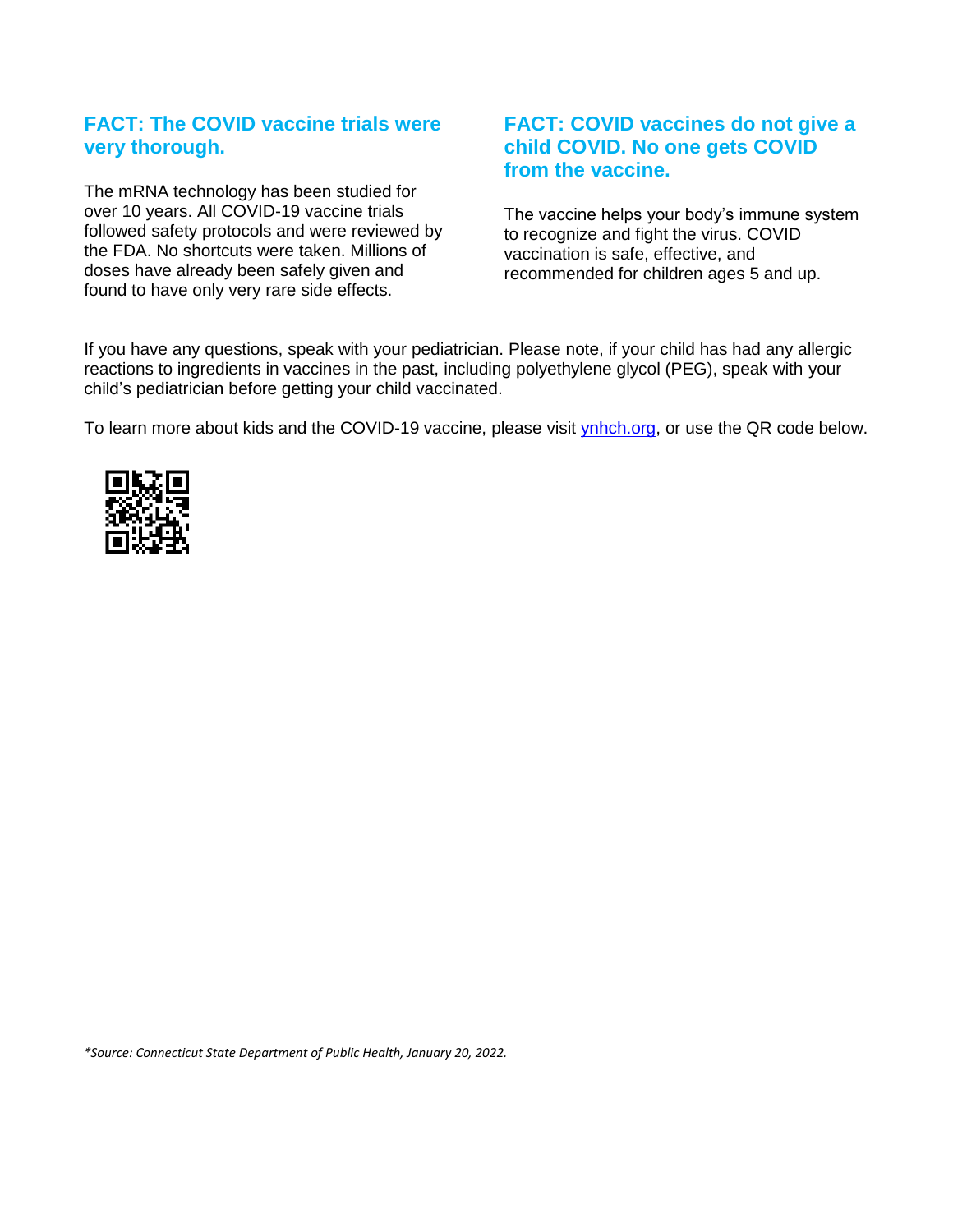### FACT: The COVID vaccine trials were very thorough.

The mRNA technology has been studied for over 10 years. All COVID-19 vaccine trials followed safety protocols and were reviewed by the FDA. No shortcuts were taken. Millions of doses have already been safely given and found to have only very rare side effects.

### FACT: COVID vaccines do not give a child COVID. No one gets COVID from the vaccine.

The vaccine helps your body's immune system to recognize and fight the virus. COVID vaccination is safe, effective, and recommended for children ages 5 and up.

If you have any questions, speak with your pediatrician. Please note, if your child has had any allergic reactions to ingredients in vaccines in the past, including polyethylene glycol (PEG), speak with your child's pediatrician before getting your child vaccinated.

To learn more about kids and the COVID-19 vaccine, please visit [ynhch.org](ynhch.org), or use the QR code below.

*\*Source: Connecticut State Department of Public Health, January 20, 2022.*